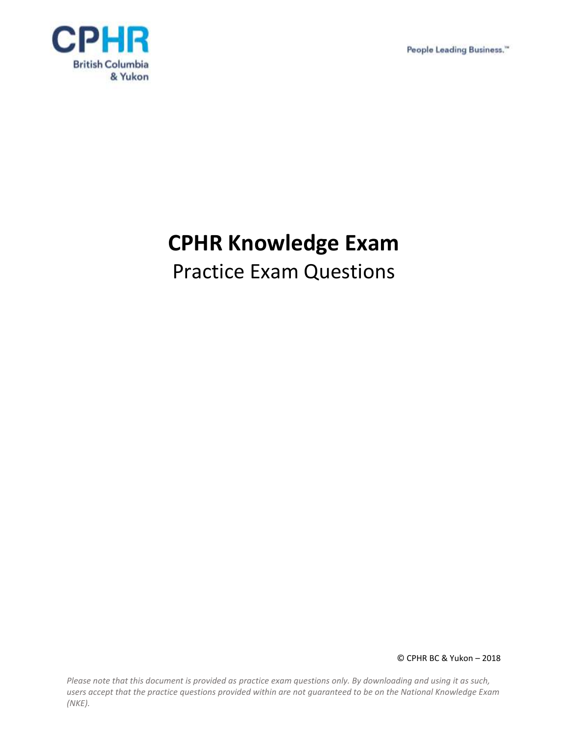CPHR British Columbia & Yukon

People Leading Business.™

# CPHR Knowledge Exam

## Practice Exam Questions

© CPHR BC & Yukon – 2018

*Please note that this document is provided as practice exam questions only. By downloading and using it as such, users accept that the practice questions provided within are not guaranteed to be on the National Knowledge Exam (NKE).*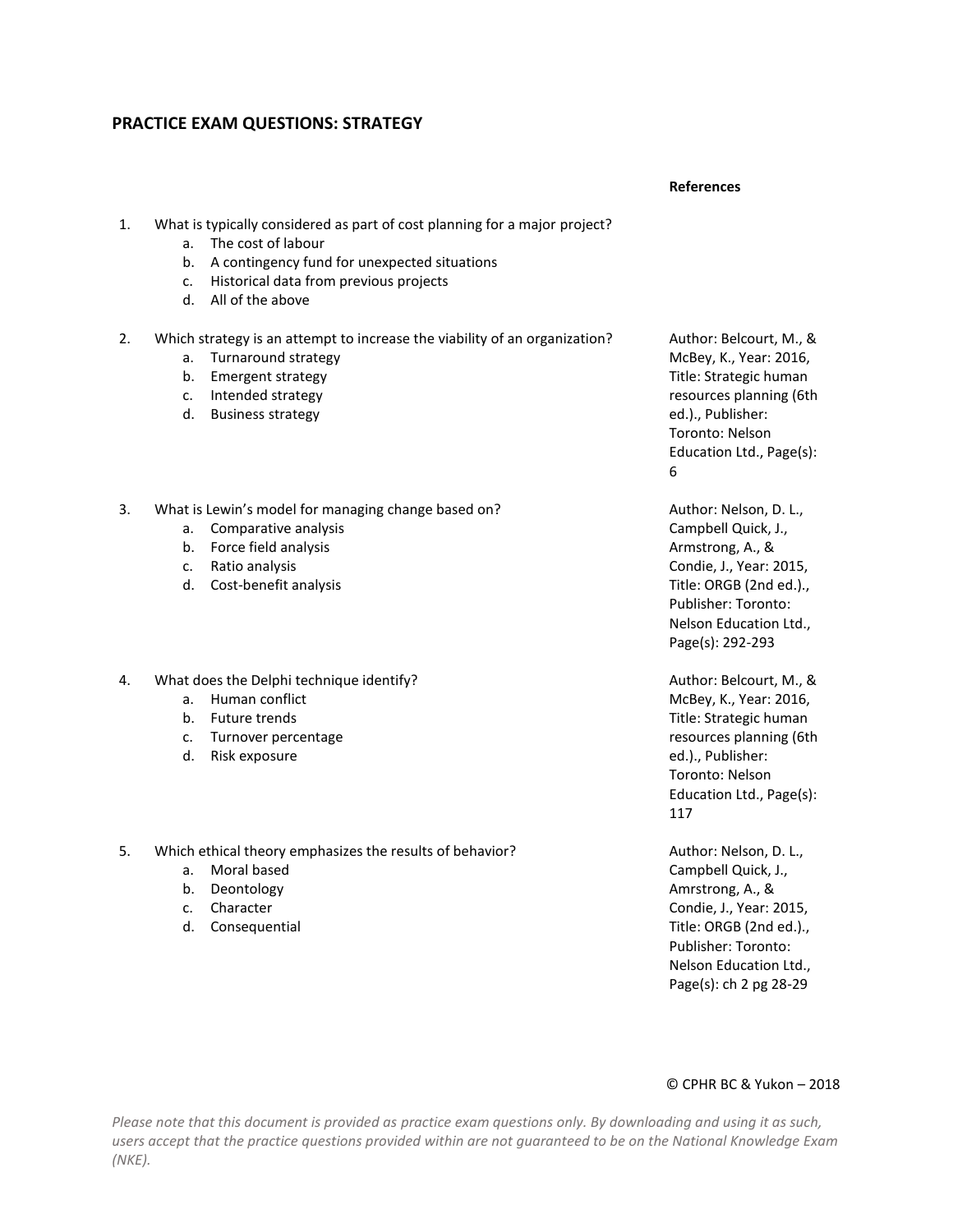## PRACTICE EXAM QUESTIONS: STRATEGY

**References**

1. What is typically considered as part of cost planning for a major project?
   a. The cost of labour
   b. A contingency fund for unexpected situations
   c. Historical data from previous projects
   d. All of the above

2. Which strategy is an attempt to increase the viability of an organization?
   a. Turnaround strategy
   b. Emergent strategy
   c. Intended strategy
   d. Business strategy

   Author: Belcourt, M., & McBey, K., Year: 2016, Title: Strategic human resources planning (6th ed.)., Publisher: Toronto: Nelson Education Ltd., Page(s): 6

3. What is Lewin's model for managing change based on?
   a. Comparative analysis
   b. Force field analysis
   c. Ratio analysis
   d. Cost-benefit analysis

   Author: Nelson, D. L., Campbell Quick, J., Armstrong, A., & Condie, J., Year: 2015, Title: ORGB (2nd ed.)., Publisher: Toronto: Nelson Education Ltd., Page(s): 292-293

4. What does the Delphi technique identify?
   a. Human conflict
   b. Future trends
   c. Turnover percentage
   d. Risk exposure

   Author: Belcourt, M., & McBey, K., Year: 2016, Title: Strategic human resources planning (6th ed.)., Publisher: Toronto: Nelson Education Ltd., Page(s): 117

5. Which ethical theory emphasizes the results of behavior?
   a. Moral based
   b. Deontology
   c. Character
   d. Consequential

   Author: Nelson, D. L., Campbell Quick, J., Amrstrong, A., & Condie, J., Year: 2015, Title: ORGB (2nd ed.)., Publisher: Toronto: Nelson Education Ltd., Page(s): ch 2 pg 28-29

© CPHR BC & Yukon – 2018

*Please note that this document is provided as practice exam questions only. By downloading and using it as such, users accept that the practice questions provided within are not guaranteed to be on the National Knowledge Exam (NKE).*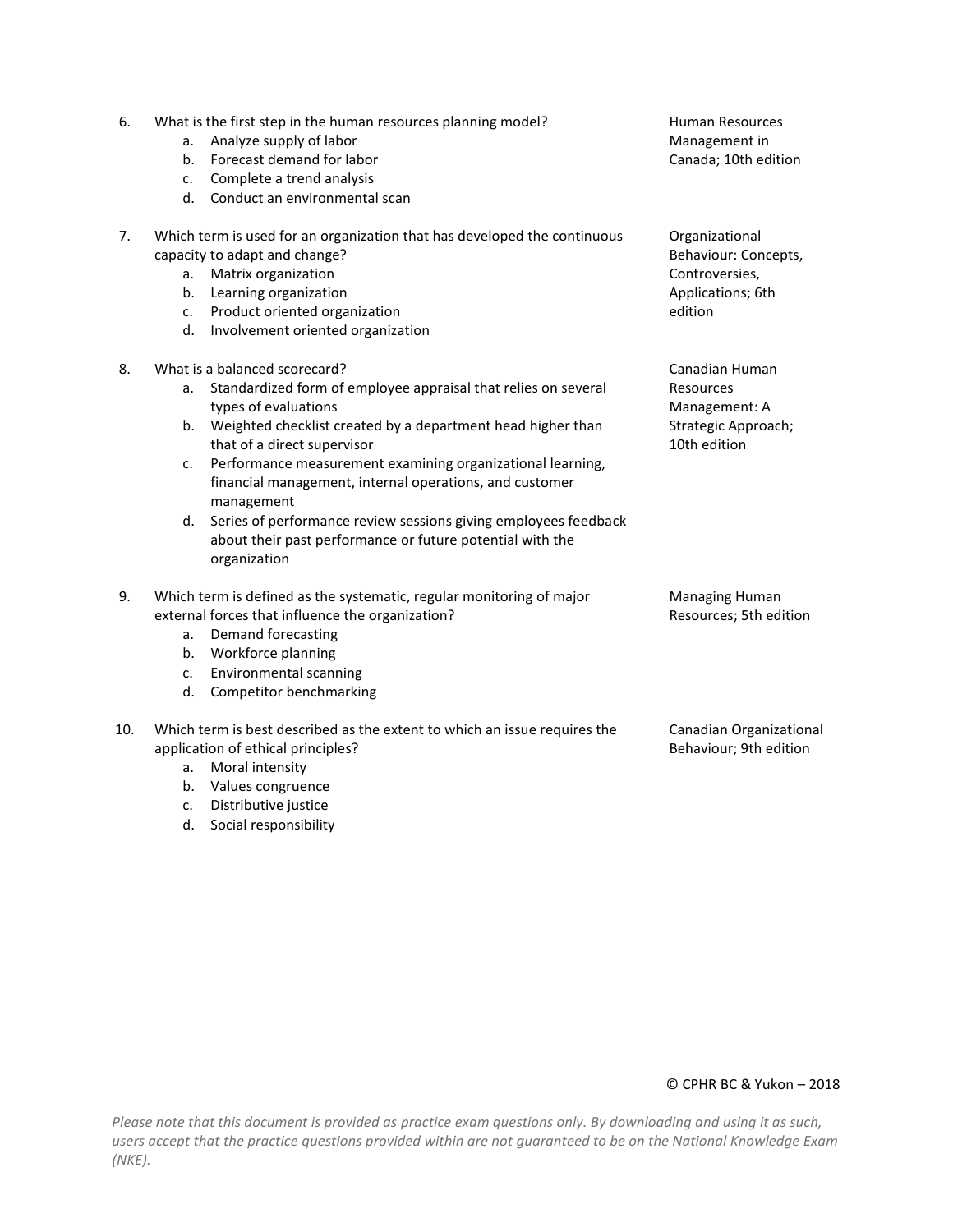6. What is the first step in the human resources planning model?
    a. Analyze supply of labor
    b. Forecast demand for labor
    c. Complete a trend analysis
    d. Conduct an environmental scan

   Human Resources Management in Canada; 10th edition

7. Which term is used for an organization that has developed the continuous capacity to adapt and change?
    a. Matrix organization
    b. Learning organization
    c. Product oriented organization
    d. Involvement oriented organization

   Organizational Behaviour: Concepts, Controversies, Applications; 6th edition

8. What is a balanced scorecard?
    a. Standardized form of employee appraisal that relies on several types of evaluations
    b. Weighted checklist created by a department head higher than that of a direct supervisor
    c. Performance measurement examining organizational learning, financial management, internal operations, and customer management
    d. Series of performance review sessions giving employees feedback about their past performance or future potential with the organization

   Canadian Human Resources Management: A Strategic Approach; 10th edition

9. Which term is defined as the systematic, regular monitoring of major external forces that influence the organization?
    a. Demand forecasting
    b. Workforce planning
    c. Environmental scanning
    d. Competitor benchmarking

   Managing Human Resources; 5th edition

10. Which term is best described as the extent to which an issue requires the application of ethical principles?
    a. Moral intensity
    b. Values congruence
    c. Distributive justice
    d. Social responsibility

    Canadian Organizational Behaviour; 9th edition

© CPHR BC & Yukon – 2018

*Please note that this document is provided as practice exam questions only. By downloading and using it as such, users accept that the practice questions provided within are not guaranteed to be on the National Knowledge Exam (NKE).*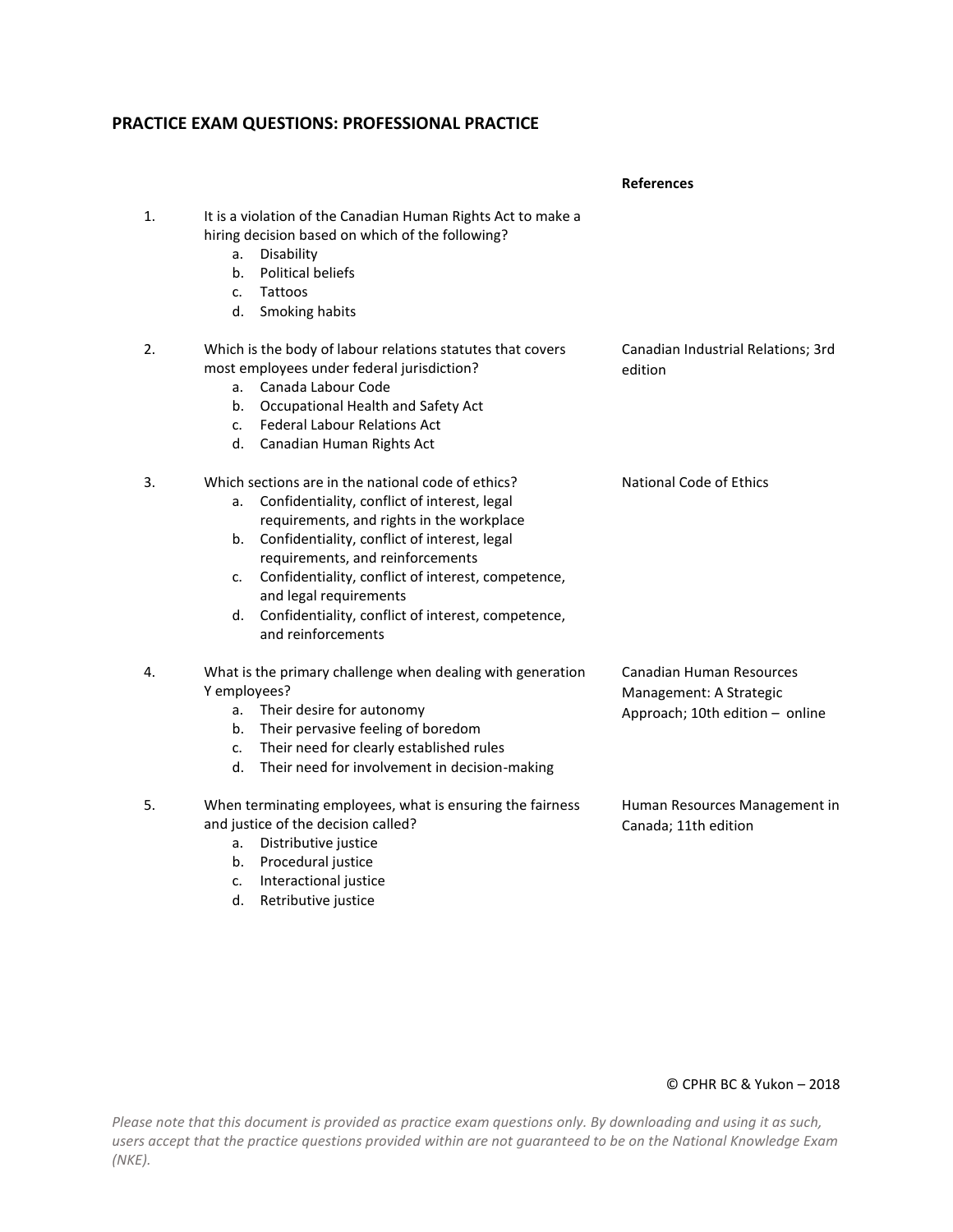## PRACTICE EXAM QUESTIONS: PROFESSIONAL PRACTICE

**References**

1. It is a violation of the Canadian Human Rights Act to make a hiring decision based on which of the following?
   a. Disability
   b. Political beliefs
   c. Tattoos
   d. Smoking habits

2. Which is the body of labour relations statutes that covers most employees under federal jurisdiction?
   a. Canada Labour Code
   b. Occupational Health and Safety Act
   c. Federal Labour Relations Act
   d. Canadian Human Rights Act

   *Reference: Canadian Industrial Relations; 3rd edition*

3. Which sections are in the national code of ethics?
   a. Confidentiality, conflict of interest, legal requirements, and rights in the workplace
   b. Confidentiality, conflict of interest, legal requirements, and reinforcements
   c. Confidentiality, conflict of interest, competence, and legal requirements
   d. Confidentiality, conflict of interest, competence, and reinforcements

   *Reference: National Code of Ethics*

4. What is the primary challenge when dealing with generation Y employees?
   a. Their desire for autonomy
   b. Their pervasive feeling of boredom
   c. Their need for clearly established rules
   d. Their need for involvement in decision-making

   *Reference: Canadian Human Resources Management: A Strategic Approach; 10th edition – online*

5. When terminating employees, what is ensuring the fairness and justice of the decision called?
   a. Distributive justice
   b. Procedural justice
   c. Interactional justice
   d. Retributive justice

   *Reference: Human Resources Management in Canada; 11th edition*

© CPHR BC & Yukon – 2018

*Please note that this document is provided as practice exam questions only. By downloading and using it as such, users accept that the practice questions provided within are not guaranteed to be on the National Knowledge Exam (NKE).*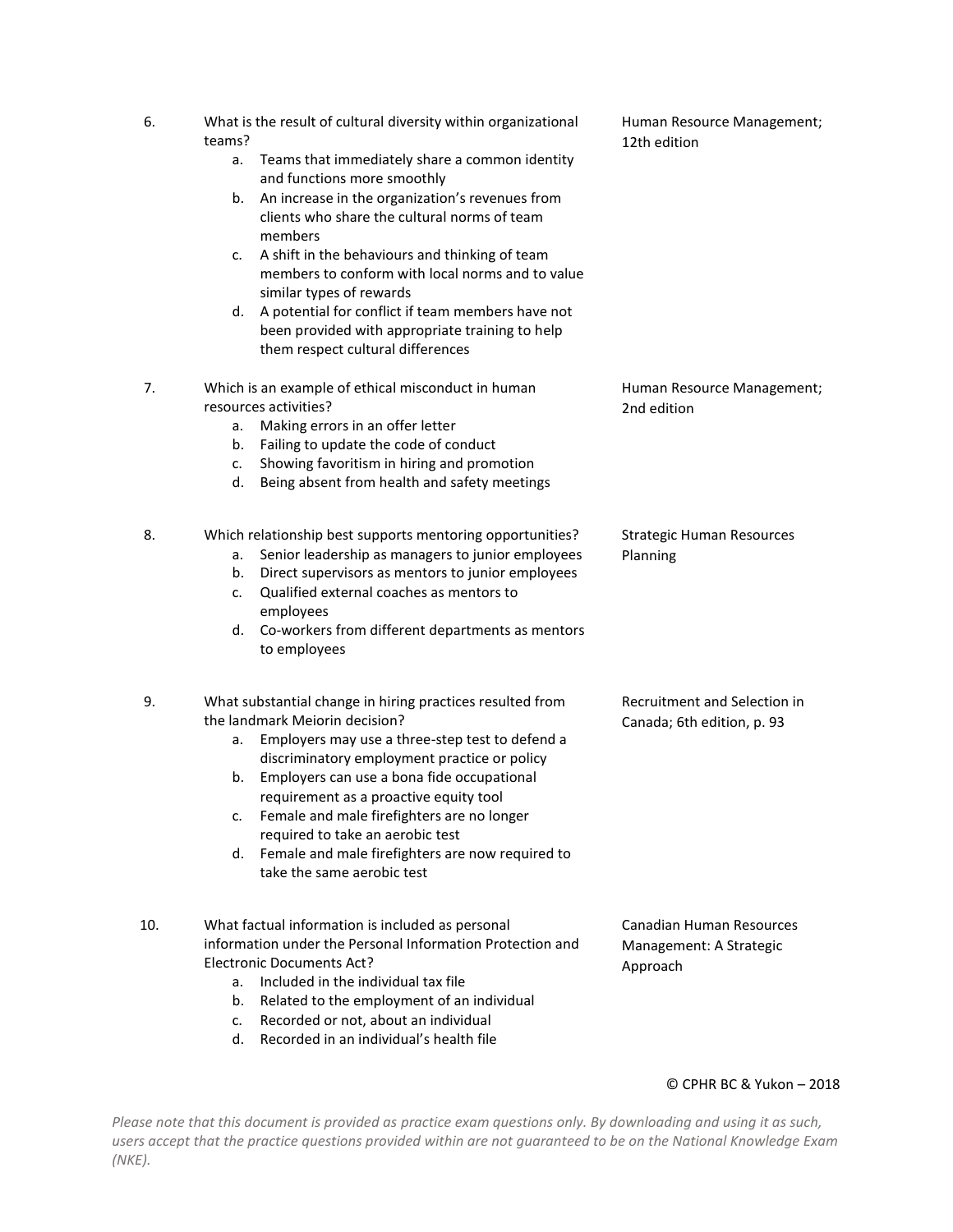6. What is the result of cultural diversity within organizational teams?
    a. Teams that immediately share a common identity and functions more smoothly
    b. An increase in the organization's revenues from clients who share the cultural norms of team members
    c. A shift in the behaviours and thinking of team members to conform with local norms and to value similar types of rewards
    d. A potential for conflict if team members have not been provided with appropriate training to help them respect cultural differences

    Human Resource Management; 12th edition

7. Which is an example of ethical misconduct in human resources activities?
    a. Making errors in an offer letter
    b. Failing to update the code of conduct
    c. Showing favoritism in hiring and promotion
    d. Being absent from health and safety meetings

    Human Resource Management; 2nd edition

8. Which relationship best supports mentoring opportunities?
    a. Senior leadership as managers to junior employees
    b. Direct supervisors as mentors to junior employees
    c. Qualified external coaches as mentors to employees
    d. Co-workers from different departments as mentors to employees

    Strategic Human Resources Planning

9. What substantial change in hiring practices resulted from the landmark Meiorin decision?
    a. Employers may use a three-step test to defend a discriminatory employment practice or policy
    b. Employers can use a bona fide occupational requirement as a proactive equity tool
    c. Female and male firefighters are no longer required to take an aerobic test
    d. Female and male firefighters are now required to take the same aerobic test

    Recruitment and Selection in Canada; 6th edition, p. 93

10. What factual information is included as personal information under the Personal Information Protection and Electronic Documents Act?
    a. Included in the individual tax file
    b. Related to the employment of an individual
    c. Recorded or not, about an individual
    d. Recorded in an individual's health file

    Canadian Human Resources Management: A Strategic Approach

© CPHR BC & Yukon – 2018

*Please note that this document is provided as practice exam questions only. By downloading and using it as such, users accept that the practice questions provided within are not guaranteed to be on the National Knowledge Exam (NKE).*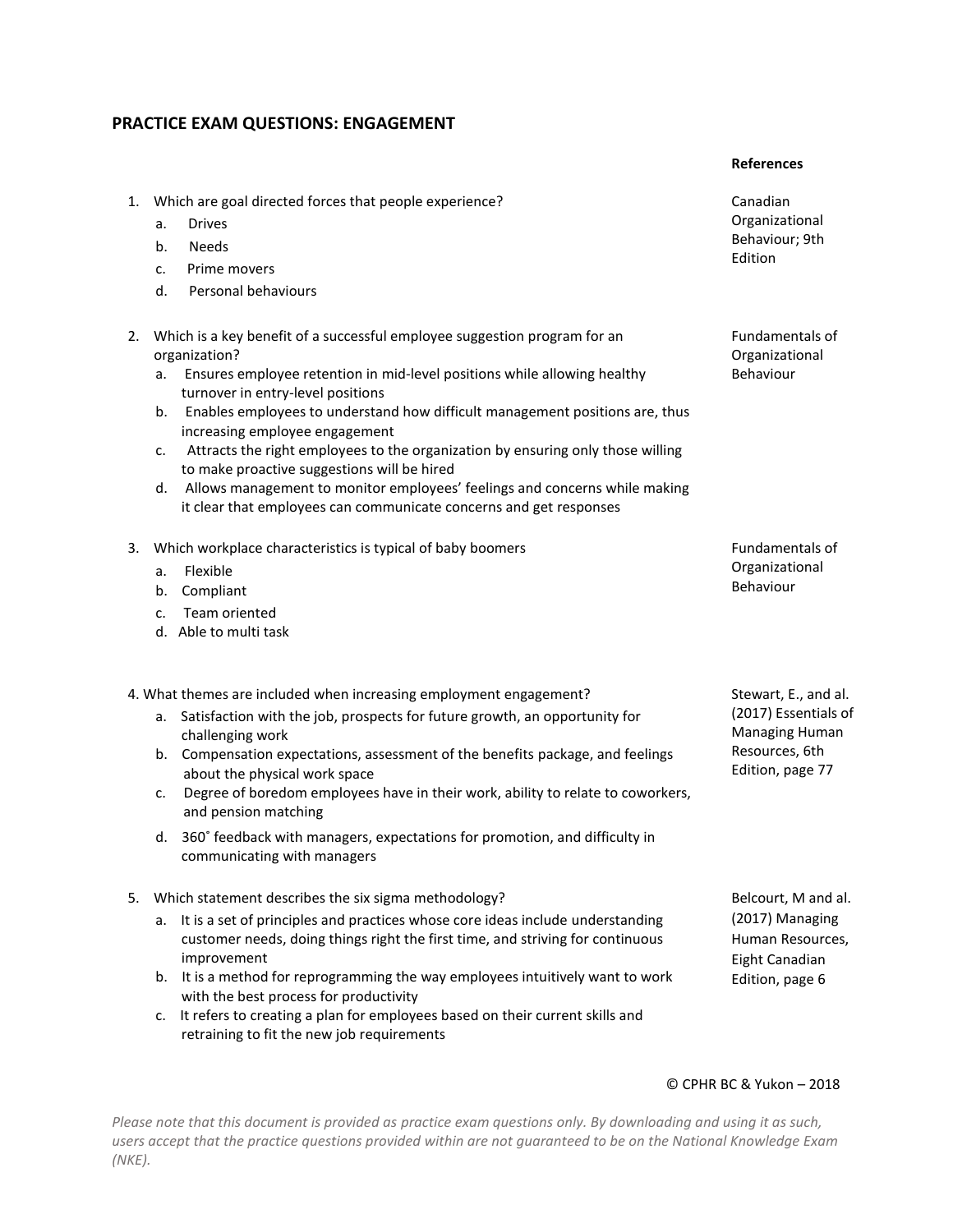## PRACTICE EXAM QUESTIONS: ENGAGEMENT

**References**

1. Which are goal directed forces that people experience?
   a. Drives
   b. Needs
   c. Prime movers
   d. Personal behaviours

   *Reference: Canadian Organizational Behaviour; 9th Edition*

2. Which is a key benefit of a successful employee suggestion program for an organization?
   a. Ensures employee retention in mid-level positions while allowing healthy turnover in entry-level positions
   b. Enables employees to understand how difficult management positions are, thus increasing employee engagement
   c. Attracts the right employees to the organization by ensuring only those willing to make proactive suggestions will be hired
   d. Allows management to monitor employees' feelings and concerns while making it clear that employees can communicate concerns and get responses

   *Reference: Fundamentals of Organizational Behaviour*

3. Which workplace characteristics is typical of baby boomers
   a. Flexible
   b. Compliant
   c. Team oriented
   d. Able to multi task

   *Reference: Fundamentals of Organizational Behaviour*

4. What themes are included when increasing employment engagement?
   a. Satisfaction with the job, prospects for future growth, an opportunity for challenging work
   b. Compensation expectations, assessment of the benefits package, and feelings about the physical work space
   c. Degree of boredom employees have in their work, ability to relate to coworkers, and pension matching
   d. 360˚ feedback with managers, expectations for promotion, and difficulty in communicating with managers

   *Reference: Stewart, E., and al. (2017) Essentials of Managing Human Resources, 6th Edition, page 77*

5. Which statement describes the six sigma methodology?
   a. It is a set of principles and practices whose core ideas include understanding customer needs, doing things right the first time, and striving for continuous improvement
   b. It is a method for reprogramming the way employees intuitively want to work with the best process for productivity
   c. It refers to creating a plan for employees based on their current skills and retraining to fit the new job requirements

   *Reference: Belcourt, M and al. (2017) Managing Human Resources, Eight Canadian Edition, page 6*

© CPHR BC & Yukon – 2018

*Please note that this document is provided as practice exam questions only. By downloading and using it as such, users accept that the practice questions provided within are not guaranteed to be on the National Knowledge Exam (NKE).*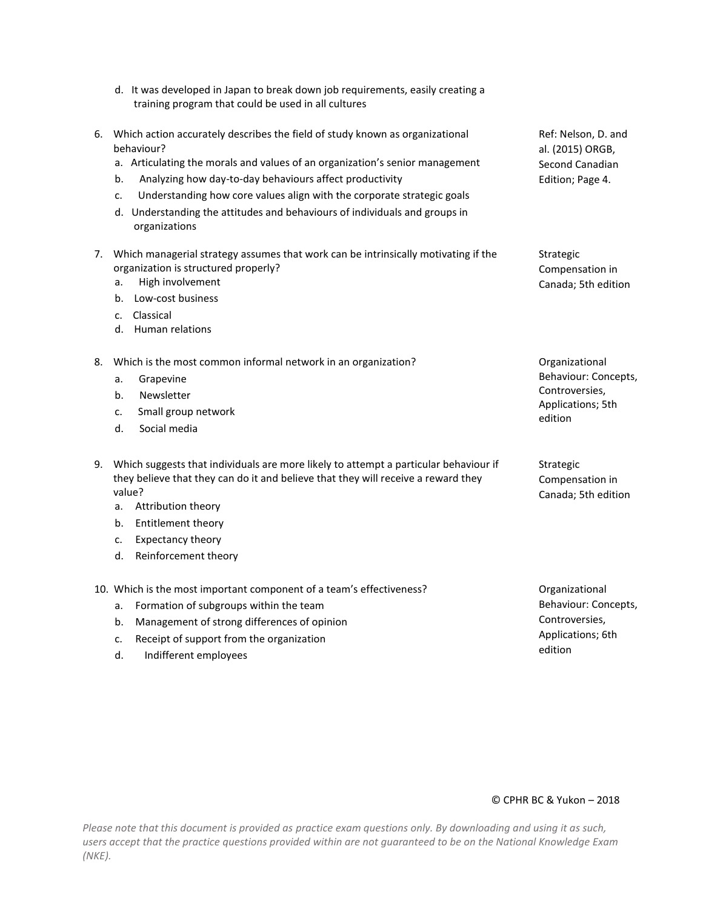d. It was developed in Japan to break down job requirements, easily creating a training program that could be used in all cultures

6. Which action accurately describes the field of study known as organizational behaviour?
   a. Articulating the morals and values of an organization's senior management
   b. Analyzing how day-to-day behaviours affect productivity
   c. Understanding how core values align with the corporate strategic goals
   d. Understanding the attitudes and behaviours of individuals and groups in organizations

   Ref: Nelson, D. and al. (2015) ORGB, Second Canadian Edition; Page 4.

7. Which managerial strategy assumes that work can be intrinsically motivating if the organization is structured properly?
   a. High involvement
   b. Low-cost business
   c. Classical
   d. Human relations

   Strategic Compensation in Canada; 5th edition

8. Which is the most common informal network in an organization?
   a. Grapevine
   b. Newsletter
   c. Small group network
   d. Social media

   Organizational Behaviour: Concepts, Controversies, Applications; 5th edition

9. Which suggests that individuals are more likely to attempt a particular behaviour if they believe that they can do it and believe that they will receive a reward they value?
   a. Attribution theory
   b. Entitlement theory
   c. Expectancy theory
   d. Reinforcement theory

   Strategic Compensation in Canada; 5th edition

10. Which is the most important component of a team's effectiveness?
    a. Formation of subgroups within the team
    b. Management of strong differences of opinion
    c. Receipt of support from the organization
    d. Indifferent employees

    Organizational Behaviour: Concepts, Controversies, Applications; 6th edition

© CPHR BC & Yukon – 2018

*Please note that this document is provided as practice exam questions only. By downloading and using it as such, users accept that the practice questions provided within are not guaranteed to be on the National Knowledge Exam (NKE).*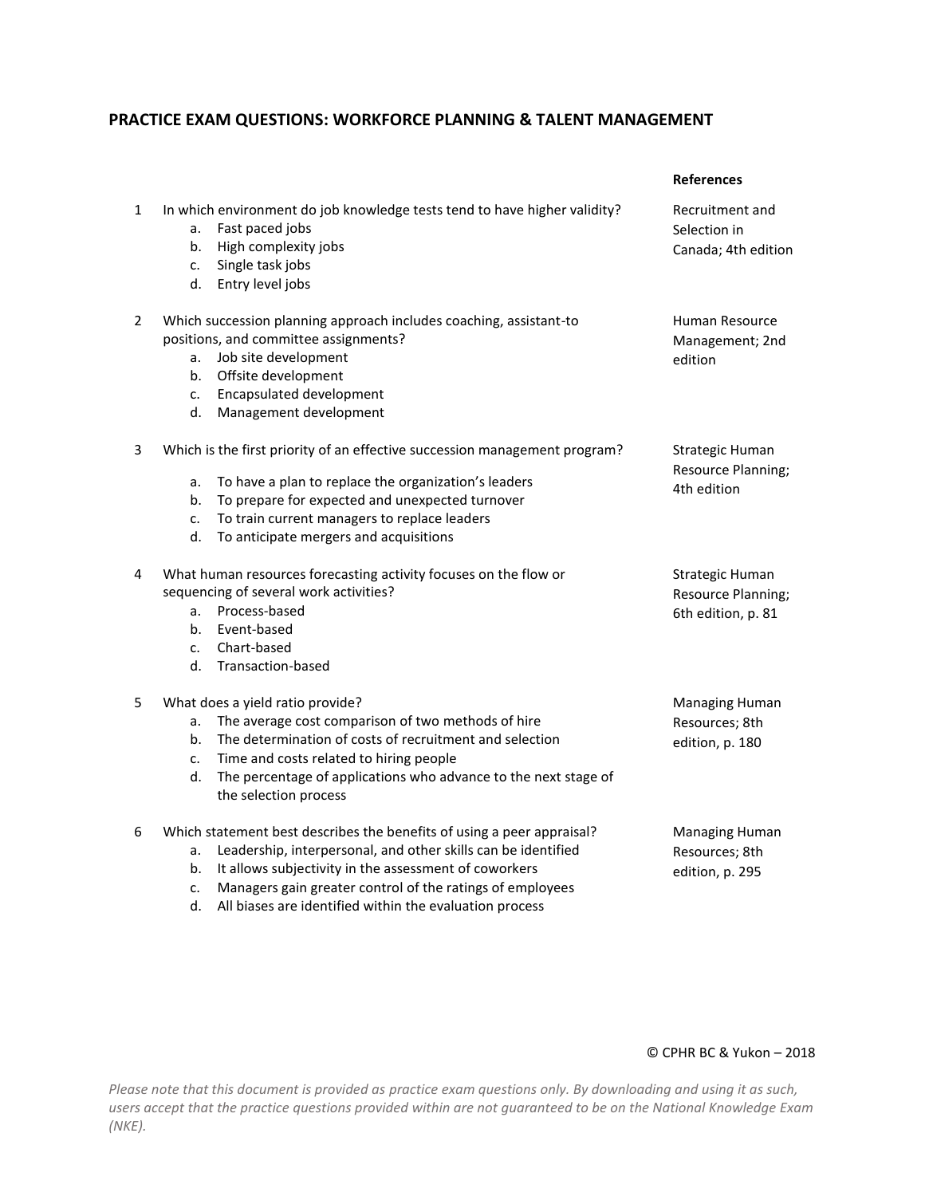## PRACTICE EXAM QUESTIONS: WORKFORCE PLANNING & TALENT MANAGEMENT

| # | Question | References |
|---|---|---|
| 1 | In which environment do job knowledge tests tend to have higher validity?<br>a. Fast paced jobs<br>b. High complexity jobs<br>c. Single task jobs<br>d. Entry level jobs | Recruitment and Selection in Canada; 4th edition |
| 2 | Which succession planning approach includes coaching, assistant-to positions, and committee assignments?<br>a. Job site development<br>b. Offsite development<br>c. Encapsulated development<br>d. Management development | Human Resource Management; 2nd edition |
| 3 | Which is the first priority of an effective succession management program?<br>a. To have a plan to replace the organization's leaders<br>b. To prepare for expected and unexpected turnover<br>c. To train current managers to replace leaders<br>d. To anticipate mergers and acquisitions | Strategic Human Resource Planning; 4th edition |
| 4 | What human resources forecasting activity focuses on the flow or sequencing of several work activities?<br>a. Process-based<br>b. Event-based<br>c. Chart-based<br>d. Transaction-based | Strategic Human Resource Planning; 6th edition, p. 81 |
| 5 | What does a yield ratio provide?<br>a. The average cost comparison of two methods of hire<br>b. The determination of costs of recruitment and selection<br>c. Time and costs related to hiring people<br>d. The percentage of applications who advance to the next stage of the selection process | Managing Human Resources; 8th edition, p. 180 |
| 6 | Which statement best describes the benefits of using a peer appraisal?<br>a. Leadership, interpersonal, and other skills can be identified<br>b. It allows subjectivity in the assessment of coworkers<br>c. Managers gain greater control of the ratings of employees<br>d. All biases are identified within the evaluation process | Managing Human Resources; 8th edition, p. 295 |

© CPHR BC & Yukon – 2018

*Please note that this document is provided as practice exam questions only. By downloading and using it as such, users accept that the practice questions provided within are not guaranteed to be on the National Knowledge Exam (NKE).*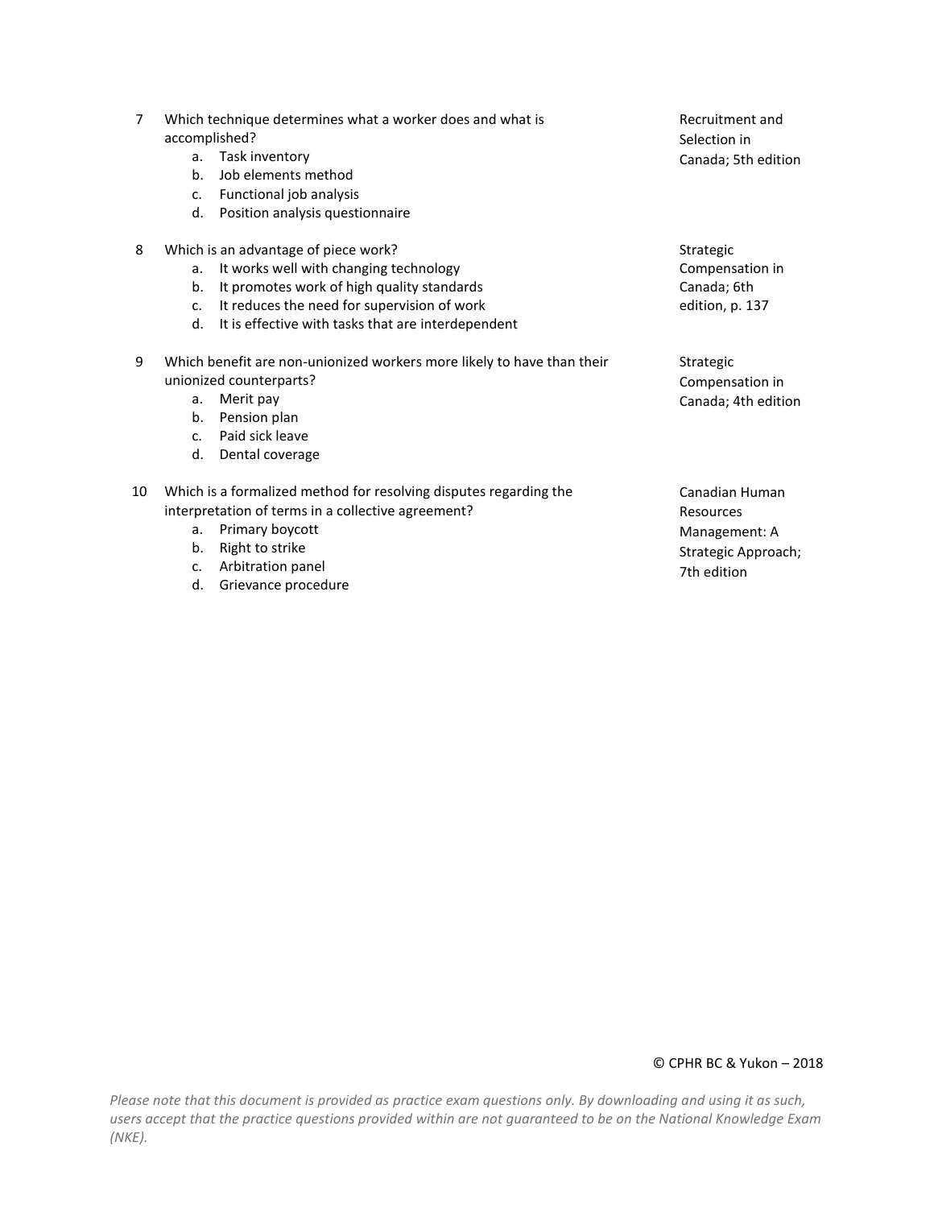7. Which technique determines what a worker does and what is accomplished?
   a. Task inventory
   b. Job elements method
   c. Functional job analysis
   d. Position analysis questionnaire

   Recruitment and Selection in Canada; 5th edition

8. Which is an advantage of piece work?
   a. It works well with changing technology
   b. It promotes work of high quality standards
   c. It reduces the need for supervision of work
   d. It is effective with tasks that are interdependent

   Strategic Compensation in Canada; 6th edition, p. 137

9. Which benefit are non-unionized workers more likely to have than their unionized counterparts?
   a. Merit pay
   b. Pension plan
   c. Paid sick leave
   d. Dental coverage

   Strategic Compensation in Canada; 4th edition

10. Which is a formalized method for resolving disputes regarding the interpretation of terms in a collective agreement?
    a. Primary boycott
    b. Right to strike
    c. Arbitration panel
    d. Grievance procedure

    Canadian Human Resources Management: A Strategic Approach; 7th edition

© CPHR BC & Yukon – 2018

*Please note that this document is provided as practice exam questions only. By downloading and using it as such, users accept that the practice questions provided within are not guaranteed to be on the National Knowledge Exam (NKE).*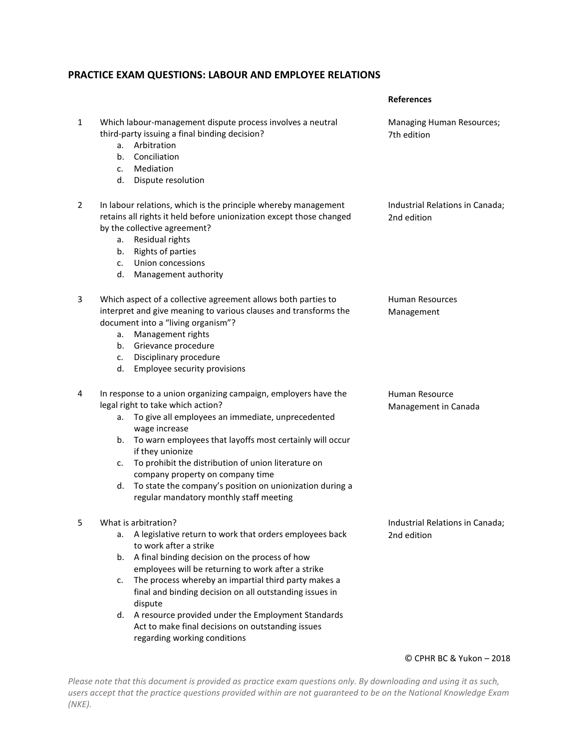## PRACTICE EXAM QUESTIONS: LABOUR AND EMPLOYEE RELATIONS

| # | Question | References |
|---|---|---|
| 1 | Which labour-management dispute process involves a neutral third-party issuing a final binding decision?<br>a. Arbitration<br>b. Conciliation<br>c. Mediation<br>d. Dispute resolution | Managing Human Resources; 7th edition |
| 2 | In labour relations, which is the principle whereby management retains all rights it held before unionization except those changed by the collective agreement?<br>a. Residual rights<br>b. Rights of parties<br>c. Union concessions<br>d. Management authority | Industrial Relations in Canada; 2nd edition |
| 3 | Which aspect of a collective agreement allows both parties to interpret and give meaning to various clauses and transforms the document into a "living organism"?<br>a. Management rights<br>b. Grievance procedure<br>c. Disciplinary procedure<br>d. Employee security provisions | Human Resources Management |
| 4 | In response to a union organizing campaign, employers have the legal right to take which action?<br>a. To give all employees an immediate, unprecedented wage increase<br>b. To warn employees that layoffs most certainly will occur if they unionize<br>c. To prohibit the distribution of union literature on company property on company time<br>d. To state the company's position on unionization during a regular mandatory monthly staff meeting | Human Resource Management in Canada |
| 5 | What is arbitration?<br>a. A legislative return to work that orders employees back to work after a strike<br>b. A final binding decision on the process of how employees will be returning to work after a strike<br>c. The process whereby an impartial third party makes a final and binding decision on all outstanding issues in dispute<br>d. A resource provided under the Employment Standards Act to make final decisions on outstanding issues regarding working conditions | Industrial Relations in Canada; 2nd edition |

© CPHR BC & Yukon – 2018

*Please note that this document is provided as practice exam questions only. By downloading and using it as such, users accept that the practice questions provided within are not guaranteed to be on the National Knowledge Exam (NKE).*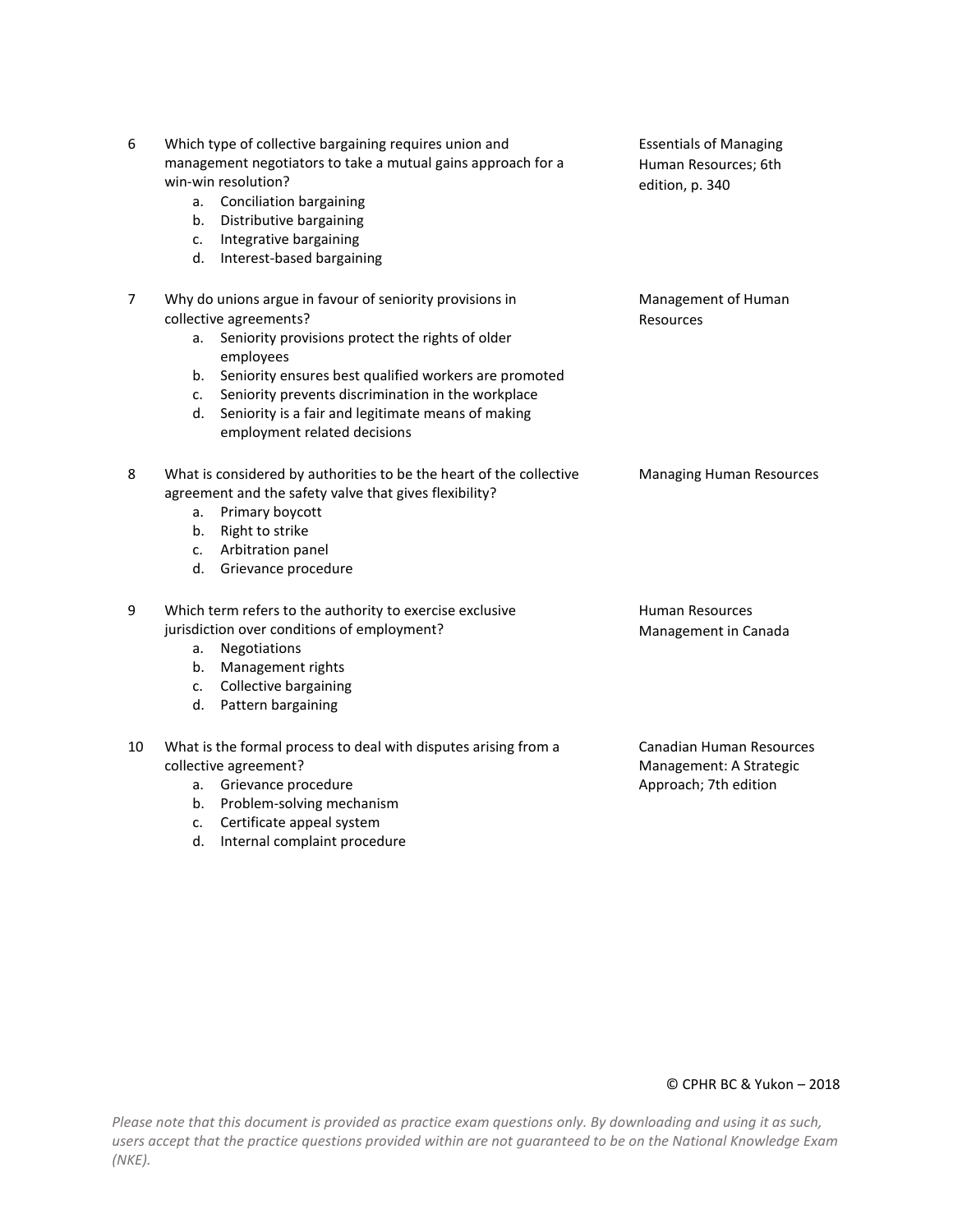| | | |
|---|---|---|
| 6 | Which type of collective bargaining requires union and management negotiators to take a mutual gains approach for a win-win resolution?<br>a. Conciliation bargaining<br>b. Distributive bargaining<br>c. Integrative bargaining<br>d. Interest-based bargaining | Essentials of Managing Human Resources; 6th edition, p. 340 |
| 7 | Why do unions argue in favour of seniority provisions in collective agreements?<br>a. Seniority provisions protect the rights of older employees<br>b. Seniority ensures best qualified workers are promoted<br>c. Seniority prevents discrimination in the workplace<br>d. Seniority is a fair and legitimate means of making employment related decisions | Management of Human Resources |
| 8 | What is considered by authorities to be the heart of the collective agreement and the safety valve that gives flexibility?<br>a. Primary boycott<br>b. Right to strike<br>c. Arbitration panel<br>d. Grievance procedure | Managing Human Resources |
| 9 | Which term refers to the authority to exercise exclusive jurisdiction over conditions of employment?<br>a. Negotiations<br>b. Management rights<br>c. Collective bargaining<br>d. Pattern bargaining | Human Resources Management in Canada |
| 10 | What is the formal process to deal with disputes arising from a collective agreement?<br>a. Grievance procedure<br>b. Problem-solving mechanism<br>c. Certificate appeal system<br>d. Internal complaint procedure | Canadian Human Resources Management: A Strategic Approach; 7th edition |

© CPHR BC & Yukon – 2018

*Please note that this document is provided as practice exam questions only. By downloading and using it as such, users accept that the practice questions provided within are not guaranteed to be on the National Knowledge Exam (NKE).*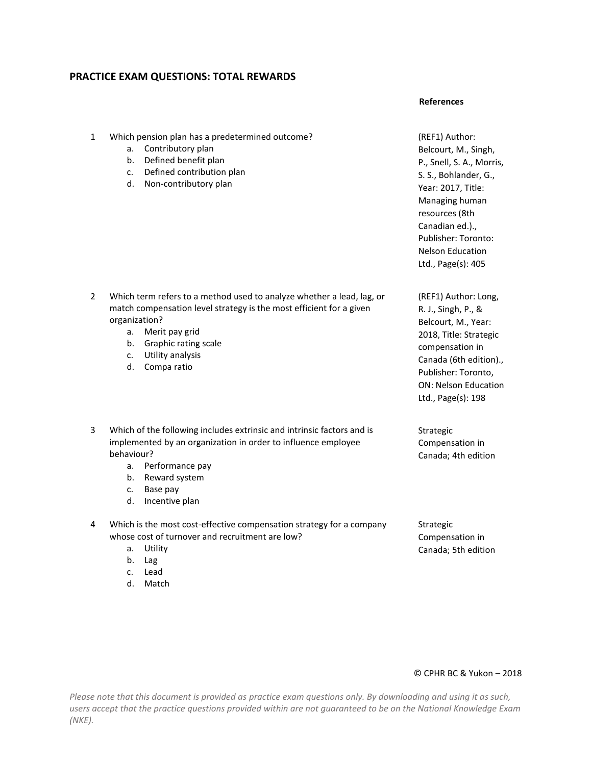## PRACTICE EXAM QUESTIONS: TOTAL REWARDS

| | Question | References |
|---|---|---|
| 1 | Which pension plan has a predetermined outcome?<br>a. Contributory plan<br>b. Defined benefit plan<br>c. Defined contribution plan<br>d. Non-contributory plan | (REF1) Author: Belcourt, M., Singh, P., Snell, S. A., Morris, S. S., Bohlander, G., Year: 2017, Title: Managing human resources (8th Canadian ed.)., Publisher: Toronto: Nelson Education Ltd., Page(s): 405 |
| 2 | Which term refers to a method used to analyze whether a lead, lag, or match compensation level strategy is the most efficient for a given organization?<br>a. Merit pay grid<br>b. Graphic rating scale<br>c. Utility analysis<br>d. Compa ratio | (REF1) Author: Long, R. J., Singh, P., & Belcourt, M., Year: 2018, Title: Strategic compensation in Canada (6th edition)., Publisher: Toronto, ON: Nelson Education Ltd., Page(s): 198 |
| 3 | Which of the following includes extrinsic and intrinsic factors and is implemented by an organization in order to influence employee behaviour?<br>a. Performance pay<br>b. Reward system<br>c. Base pay<br>d. Incentive plan | Strategic Compensation in Canada; 4th edition |
| 4 | Which is the most cost-effective compensation strategy for a company whose cost of turnover and recruitment are low?<br>a. Utility<br>b. Lag<br>c. Lead<br>d. Match | Strategic Compensation in Canada; 5th edition |

© CPHR BC & Yukon – 2018

*Please note that this document is provided as practice exam questions only. By downloading and using it as such, users accept that the practice questions provided within are not guaranteed to be on the National Knowledge Exam (NKE).*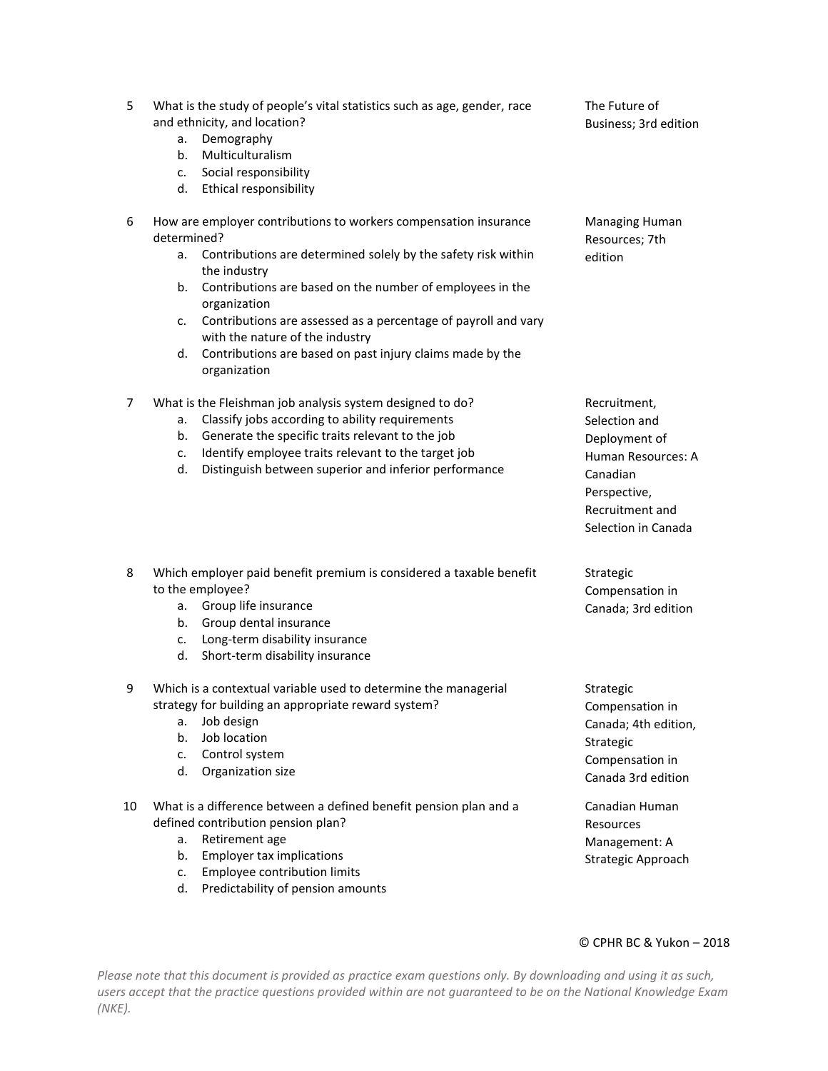5. What is the study of people's vital statistics such as age, gender, race and ethnicity, and location?
   a. Demography
   b. Multiculturalism
   c. Social responsibility
   d. Ethical responsibility

   *The Future of Business; 3rd edition*

6. How are employer contributions to workers compensation insurance determined?
   a. Contributions are determined solely by the safety risk within the industry
   b. Contributions are based on the number of employees in the organization
   c. Contributions are assessed as a percentage of payroll and vary with the nature of the industry
   d. Contributions are based on past injury claims made by the organization

   *Managing Human Resources; 7th edition*

7. What is the Fleishman job analysis system designed to do?
   a. Classify jobs according to ability requirements
   b. Generate the specific traits relevant to the job
   c. Identify employee traits relevant to the target job
   d. Distinguish between superior and inferior performance

   *Recruitment, Selection and Deployment of Human Resources: A Canadian Perspective, Recruitment and Selection in Canada*

8. Which employer paid benefit premium is considered a taxable benefit to the employee?
   a. Group life insurance
   b. Group dental insurance
   c. Long-term disability insurance
   d. Short-term disability insurance

   *Strategic Compensation in Canada; 3rd edition*

9. Which is a contextual variable used to determine the managerial strategy for building an appropriate reward system?
   a. Job design
   b. Job location
   c. Control system
   d. Organization size

   *Strategic Compensation in Canada; 4th edition, Strategic Compensation in Canada 3rd edition*

10. What is a difference between a defined benefit pension plan and a defined contribution pension plan?
    a. Retirement age
    b. Employer tax implications
    c. Employee contribution limits
    d. Predictability of pension amounts

    *Canadian Human Resources Management: A Strategic Approach*

© CPHR BC & Yukon – 2018

*Please note that this document is provided as practice exam questions only. By downloading and using it as such, users accept that the practice questions provided within are not guaranteed to be on the National Knowledge Exam (NKE).*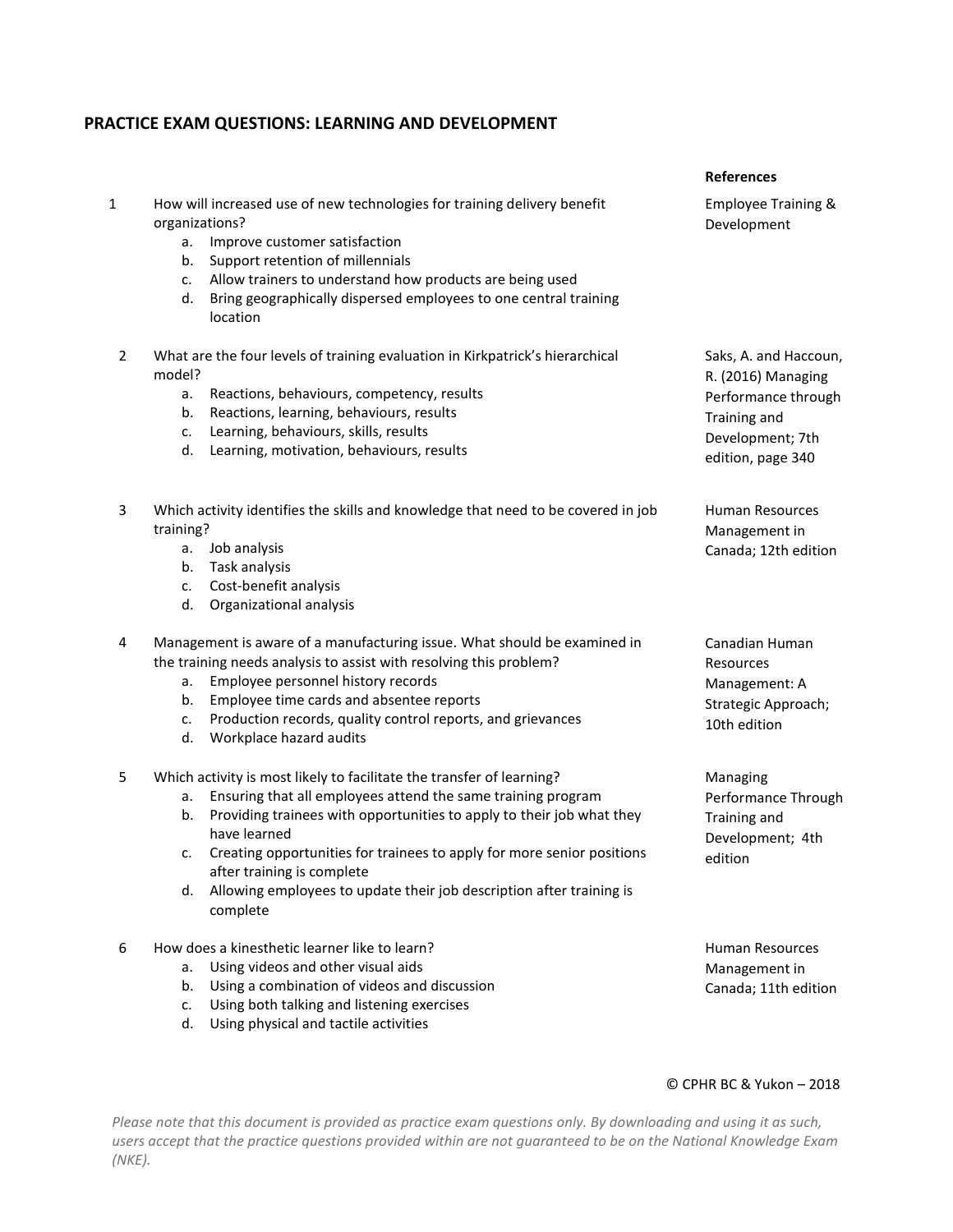## PRACTICE EXAM QUESTIONS: LEARNING AND DEVELOPMENT

| # | Question | References |
|---|---|---|
| 1 | How will increased use of new technologies for training delivery benefit organizations?<br>a. Improve customer satisfaction<br>b. Support retention of millennials<br>c. Allow trainers to understand how products are being used<br>d. Bring geographically dispersed employees to one central training location | Employee Training & Development |
| 2 | What are the four levels of training evaluation in Kirkpatrick's hierarchical model?<br>a. Reactions, behaviours, competency, results<br>b. Reactions, learning, behaviours, results<br>c. Learning, behaviours, skills, results<br>d. Learning, motivation, behaviours, results | Saks, A. and Haccoun, R. (2016) Managing Performance through Training and Development; 7th edition, page 340 |
| 3 | Which activity identifies the skills and knowledge that need to be covered in job training?<br>a. Job analysis<br>b. Task analysis<br>c. Cost-benefit analysis<br>d. Organizational analysis | Human Resources Management in Canada; 12th edition |
| 4 | Management is aware of a manufacturing issue. What should be examined in the training needs analysis to assist with resolving this problem?<br>a. Employee personnel history records<br>b. Employee time cards and absentee reports<br>c. Production records, quality control reports, and grievances<br>d. Workplace hazard audits | Canadian Human Resources Management: A Strategic Approach; 10th edition |
| 5 | Which activity is most likely to facilitate the transfer of learning?<br>a. Ensuring that all employees attend the same training program<br>b. Providing trainees with opportunities to apply to their job what they have learned<br>c. Creating opportunities for trainees to apply for more senior positions after training is complete<br>d. Allowing employees to update their job description after training is complete | Managing Performance Through Training and Development; 4th edition |
| 6 | How does a kinesthetic learner like to learn?<br>a. Using videos and other visual aids<br>b. Using a combination of videos and discussion<br>c. Using both talking and listening exercises<br>d. Using physical and tactile activities | Human Resources Management in Canada; 11th edition |

© CPHR BC & Yukon – 2018

*Please note that this document is provided as practice exam questions only. By downloading and using it as such, users accept that the practice questions provided within are not guaranteed to be on the National Knowledge Exam (NKE).*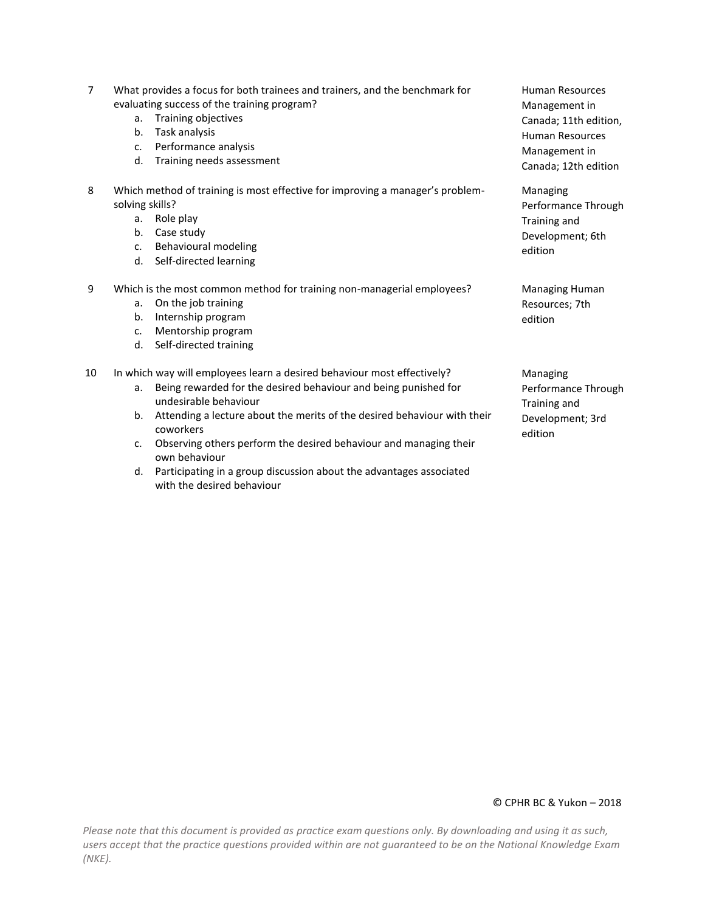7 What provides a focus for both trainees and trainers, and the benchmark for evaluating success of the training program?

   a. Training objectives
   b. Task analysis
   c. Performance analysis
   d. Training needs assessment

   *Source: Human Resources Management in Canada; 11th edition, Human Resources Management in Canada; 12th edition*

8 Which method of training is most effective for improving a manager's problem-solving skills?

   a. Role play
   b. Case study
   c. Behavioural modeling
   d. Self-directed learning

   *Source: Managing Performance Through Training and Development; 6th edition*

9 Which is the most common method for training non-managerial employees?

   a. On the job training
   b. Internship program
   c. Mentorship program
   d. Self-directed training

   *Source: Managing Human Resources; 7th edition*

10 In which way will employees learn a desired behaviour most effectively?

   a. Being rewarded for the desired behaviour and being punished for undesirable behaviour
   b. Attending a lecture about the merits of the desired behaviour with their coworkers
   c. Observing others perform the desired behaviour and managing their own behaviour
   d. Participating in a group discussion about the advantages associated with the desired behaviour

   *Source: Managing Performance Through Training and Development; 3rd edition*

© CPHR BC & Yukon – 2018

*Please note that this document is provided as practice exam questions only. By downloading and using it as such, users accept that the practice questions provided within are not guaranteed to be on the National Knowledge Exam (NKE).*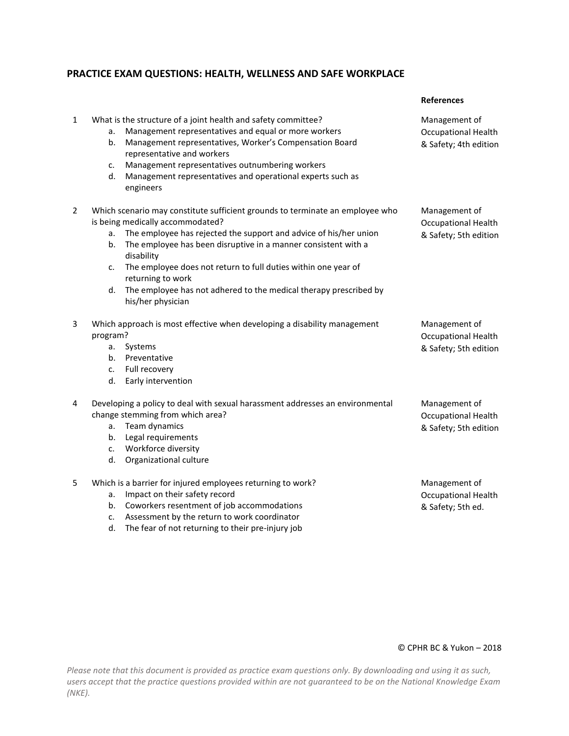## PRACTICE EXAM QUESTIONS: HEALTH, WELLNESS AND SAFE WORKPLACE

| | Question | References |
|---|---|---|
| 1 | What is the structure of a joint health and safety committee?<br>a. Management representatives and equal or more workers<br>b. Management representatives, Worker's Compensation Board representative and workers<br>c. Management representatives outnumbering workers<br>d. Management representatives and operational experts such as engineers | Management of Occupational Health & Safety; 4th edition |
| 2 | Which scenario may constitute sufficient grounds to terminate an employee who is being medically accommodated?<br>a. The employee has rejected the support and advice of his/her union<br>b. The employee has been disruptive in a manner consistent with a disability<br>c. The employee does not return to full duties within one year of returning to work<br>d. The employee has not adhered to the medical therapy prescribed by his/her physician | Management of Occupational Health & Safety; 5th edition |
| 3 | Which approach is most effective when developing a disability management program?<br>a. Systems<br>b. Preventative<br>c. Full recovery<br>d. Early intervention | Management of Occupational Health & Safety; 5th edition |
| 4 | Developing a policy to deal with sexual harassment addresses an environmental change stemming from which area?<br>a. Team dynamics<br>b. Legal requirements<br>c. Workforce diversity<br>d. Organizational culture | Management of Occupational Health & Safety; 5th edition |
| 5 | Which is a barrier for injured employees returning to work?<br>a. Impact on their safety record<br>b. Coworkers resentment of job accommodations<br>c. Assessment by the return to work coordinator<br>d. The fear of not returning to their pre-injury job | Management of Occupational Health & Safety; 5th ed. |

© CPHR BC & Yukon – 2018

*Please note that this document is provided as practice exam questions only. By downloading and using it as such, users accept that the practice questions provided within are not guaranteed to be on the National Knowledge Exam (NKE).*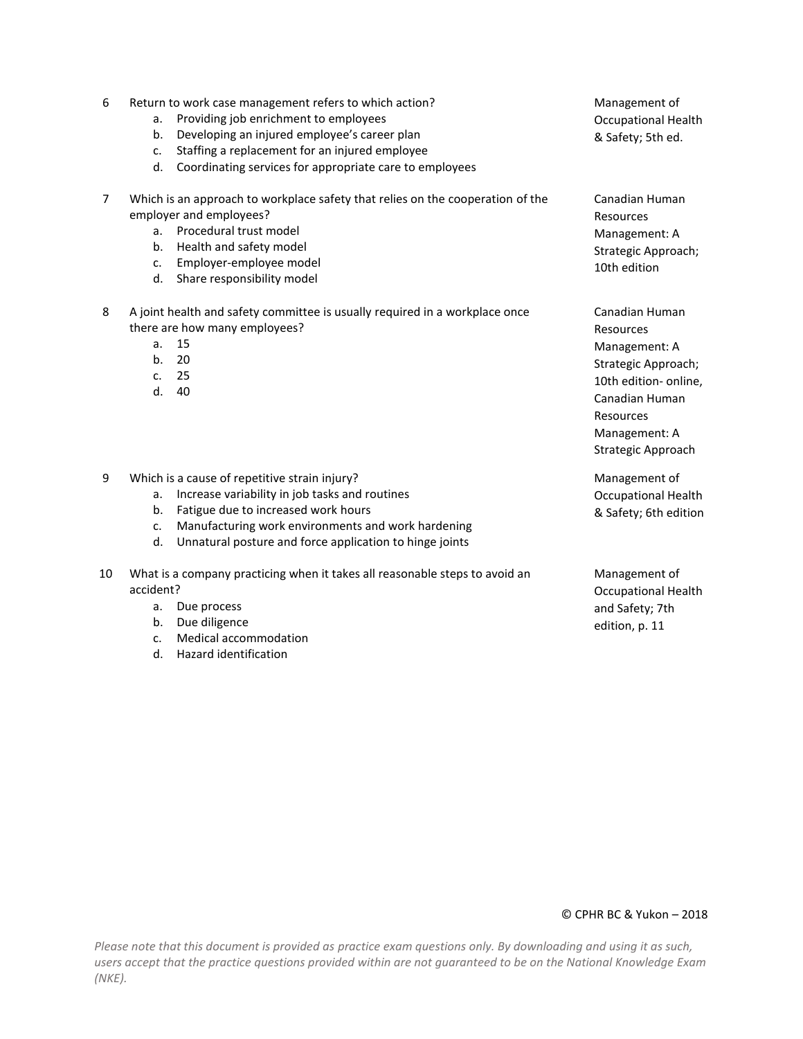6 Return to work case management refers to which action?

   a. Providing job enrichment to employees
   b. Developing an injured employee's career plan
   c. Staffing a replacement for an injured employee
   d. Coordinating services for appropriate care to employees

Management of Occupational Health & Safety; 5th ed.

7 Which is an approach to workplace safety that relies on the cooperation of the employer and employees?

   a. Procedural trust model
   b. Health and safety model
   c. Employer-employee model
   d. Share responsibility model

Canadian Human Resources Management: A Strategic Approach; 10th edition

8 A joint health and safety committee is usually required in a workplace once there are how many employees?

   a. 15
   b. 20
   c. 25
   d. 40

Canadian Human Resources Management: A Strategic Approach; 10th edition- online, Canadian Human Resources Management: A Strategic Approach

9 Which is a cause of repetitive strain injury?

   a. Increase variability in job tasks and routines
   b. Fatigue due to increased work hours
   c. Manufacturing work environments and work hardening
   d. Unnatural posture and force application to hinge joints

Management of Occupational Health & Safety; 6th edition

10 What is a company practicing when it takes all reasonable steps to avoid an accident?

   a. Due process
   b. Due diligence
   c. Medical accommodation
   d. Hazard identification

Management of Occupational Health and Safety; 7th edition, p. 11

© CPHR BC & Yukon – 2018

*Please note that this document is provided as practice exam questions only. By downloading and using it as such, users accept that the practice questions provided within are not guaranteed to be on the National Knowledge Exam (NKE).*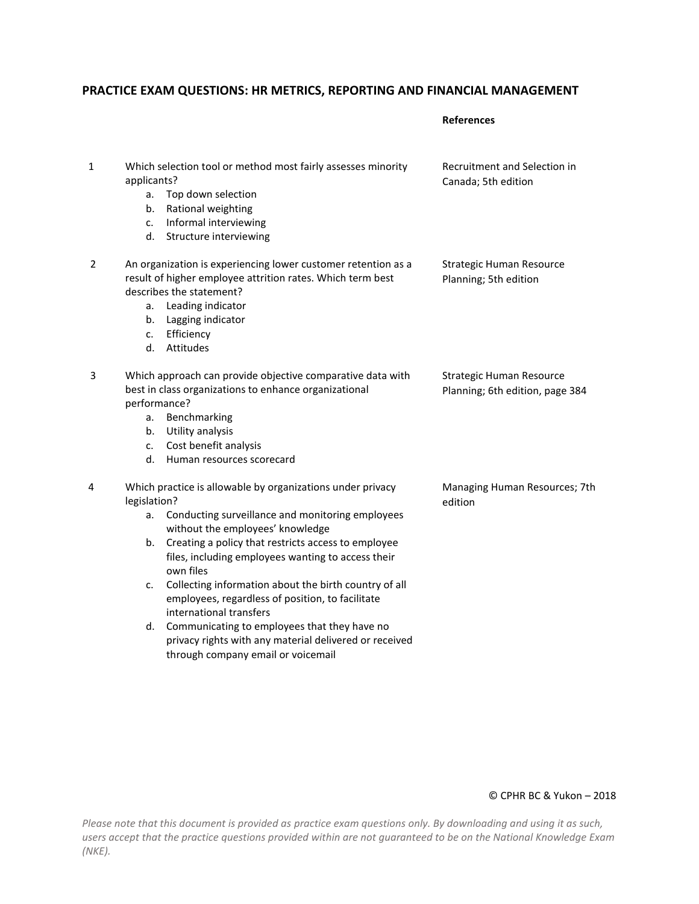## PRACTICE EXAM QUESTIONS: HR METRICS, REPORTING AND FINANCIAL MANAGEMENT

| | Question | References |
|---|---|---|
| 1 | Which selection tool or method most fairly assesses minority applicants?<br>a. Top down selection<br>b. Rational weighting<br>c. Informal interviewing<br>d. Structure interviewing | Recruitment and Selection in Canada; 5th edition |
| 2 | An organization is experiencing lower customer retention as a result of higher employee attrition rates. Which term best describes the statement?<br>a. Leading indicator<br>b. Lagging indicator<br>c. Efficiency<br>d. Attitudes | Strategic Human Resource Planning; 5th edition |
| 3 | Which approach can provide objective comparative data with best in class organizations to enhance organizational performance?<br>a. Benchmarking<br>b. Utility analysis<br>c. Cost benefit analysis<br>d. Human resources scorecard | Strategic Human Resource Planning; 6th edition, page 384 |
| 4 | Which practice is allowable by organizations under privacy legislation?<br>a. Conducting surveillance and monitoring employees without the employees' knowledge<br>b. Creating a policy that restricts access to employee files, including employees wanting to access their own files<br>c. Collecting information about the birth country of all employees, regardless of position, to facilitate international transfers<br>d. Communicating to employees that they have no privacy rights with any material delivered or received through company email or voicemail | Managing Human Resources; 7th edition |

© CPHR BC & Yukon – 2018

*Please note that this document is provided as practice exam questions only. By downloading and using it as such, users accept that the practice questions provided within are not guaranteed to be on the National Knowledge Exam (NKE).*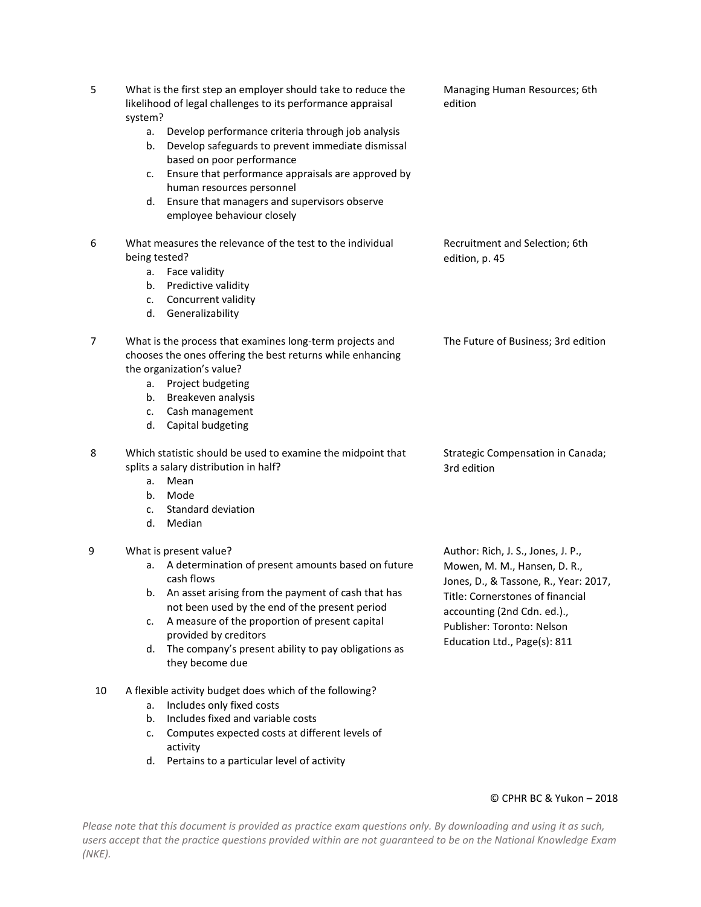5. What is the first step an employer should take to reduce the likelihood of legal challenges to its performance appraisal system?

    a. Develop performance criteria through job analysis
    b. Develop safeguards to prevent immediate dismissal based on poor performance
    c. Ensure that performance appraisals are approved by human resources personnel
    d. Ensure that managers and supervisors observe employee behaviour closely

    Managing Human Resources; 6th edition

6. What measures the relevance of the test to the individual being tested?

    a. Face validity
    b. Predictive validity
    c. Concurrent validity
    d. Generalizability

    Recruitment and Selection; 6th edition, p. 45

7. What is the process that examines long-term projects and chooses the ones offering the best returns while enhancing the organization's value?

    a. Project budgeting
    b. Breakeven analysis
    c. Cash management
    d. Capital budgeting

    The Future of Business; 3rd edition

8. Which statistic should be used to examine the midpoint that splits a salary distribution in half?

    a. Mean
    b. Mode
    c. Standard deviation
    d. Median

    Strategic Compensation in Canada; 3rd edition

9. What is present value?

    a. A determination of present amounts based on future cash flows
    b. An asset arising from the payment of cash that has not been used by the end of the present period
    c. A measure of the proportion of present capital provided by creditors
    d. The company's present ability to pay obligations as they become due

    Author: Rich, J. S., Jones, J. P., Mowen, M. M., Hansen, D. R., Jones, D., & Tassone, R., Year: 2017, Title: Cornerstones of financial accounting (2nd Cdn. ed.)., Publisher: Toronto: Nelson Education Ltd., Page(s): 811

10. A flexible activity budget does which of the following?

    a. Includes only fixed costs
    b. Includes fixed and variable costs
    c. Computes expected costs at different levels of activity
    d. Pertains to a particular level of activity

© CPHR BC & Yukon – 2018

*Please note that this document is provided as practice exam questions only. By downloading and using it as such, users accept that the practice questions provided within are not guaranteed to be on the National Knowledge Exam (NKE).*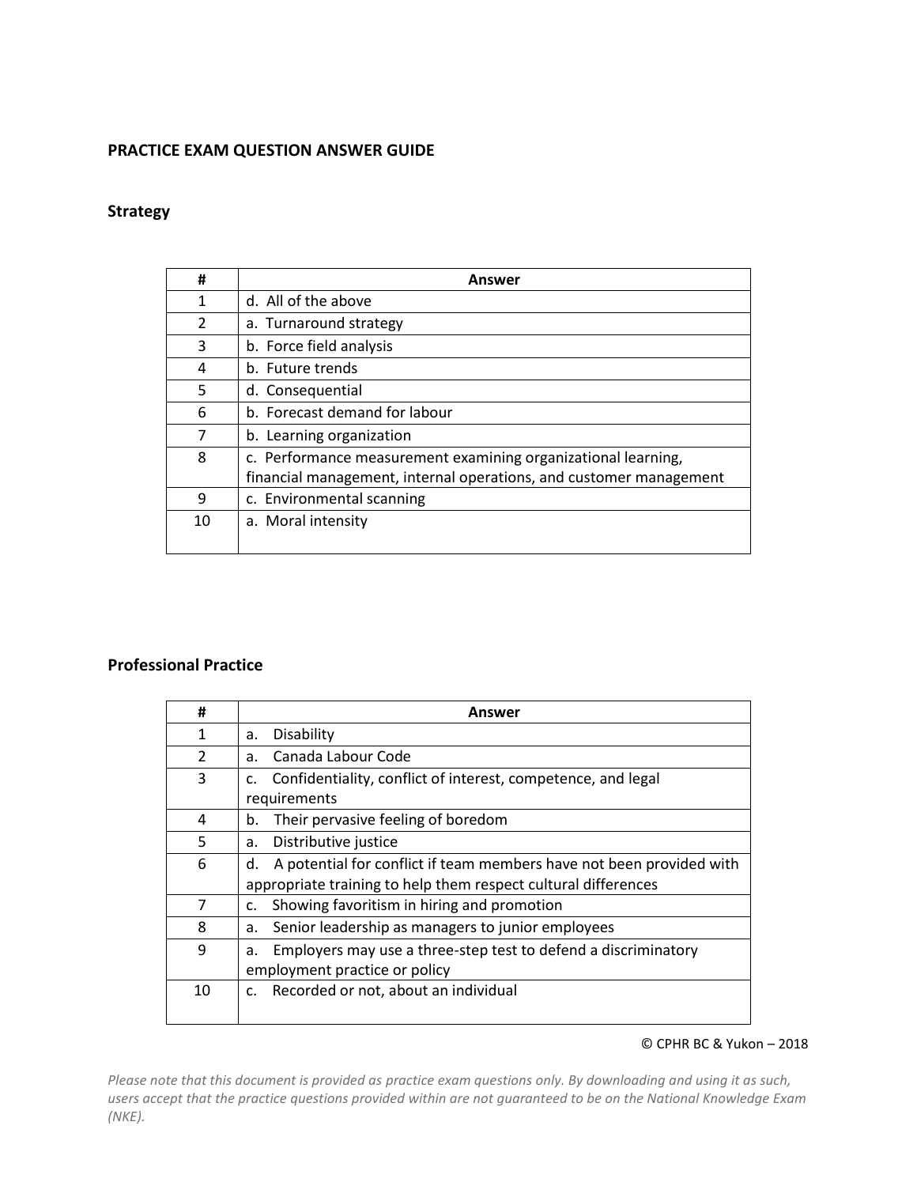**PRACTICE EXAM QUESTION ANSWER GUIDE**

**Strategy**

| # | Answer |
|---|---|
| 1 | d. All of the above |
| 2 | a. Turnaround strategy |
| 3 | b. Force field analysis |
| 4 | b. Future trends |
| 5 | d. Consequential |
| 6 | b. Forecast demand for labour |
| 7 | b. Learning organization |
| 8 | c. Performance measurement examining organizational learning, financial management, internal operations, and customer management |
| 9 | c. Environmental scanning |
| 10 | a. Moral intensity |

**Professional Practice**

| # | Answer |
|---|---|
| 1 | a. Disability |
| 2 | a. Canada Labour Code |
| 3 | c. Confidentiality, conflict of interest, competence, and legal requirements |
| 4 | b. Their pervasive feeling of boredom |
| 5 | a. Distributive justice |
| 6 | d. A potential for conflict if team members have not been provided with appropriate training to help them respect cultural differences |
| 7 | c. Showing favoritism in hiring and promotion |
| 8 | a. Senior leadership as managers to junior employees |
| 9 | a. Employers may use a three-step test to defend a discriminatory employment practice or policy |
| 10 | c. Recorded or not, about an individual |

© CPHR BC & Yukon – 2018

*Please note that this document is provided as practice exam questions only. By downloading and using it as such, users accept that the practice questions provided within are not guaranteed to be on the National Knowledge Exam (NKE).*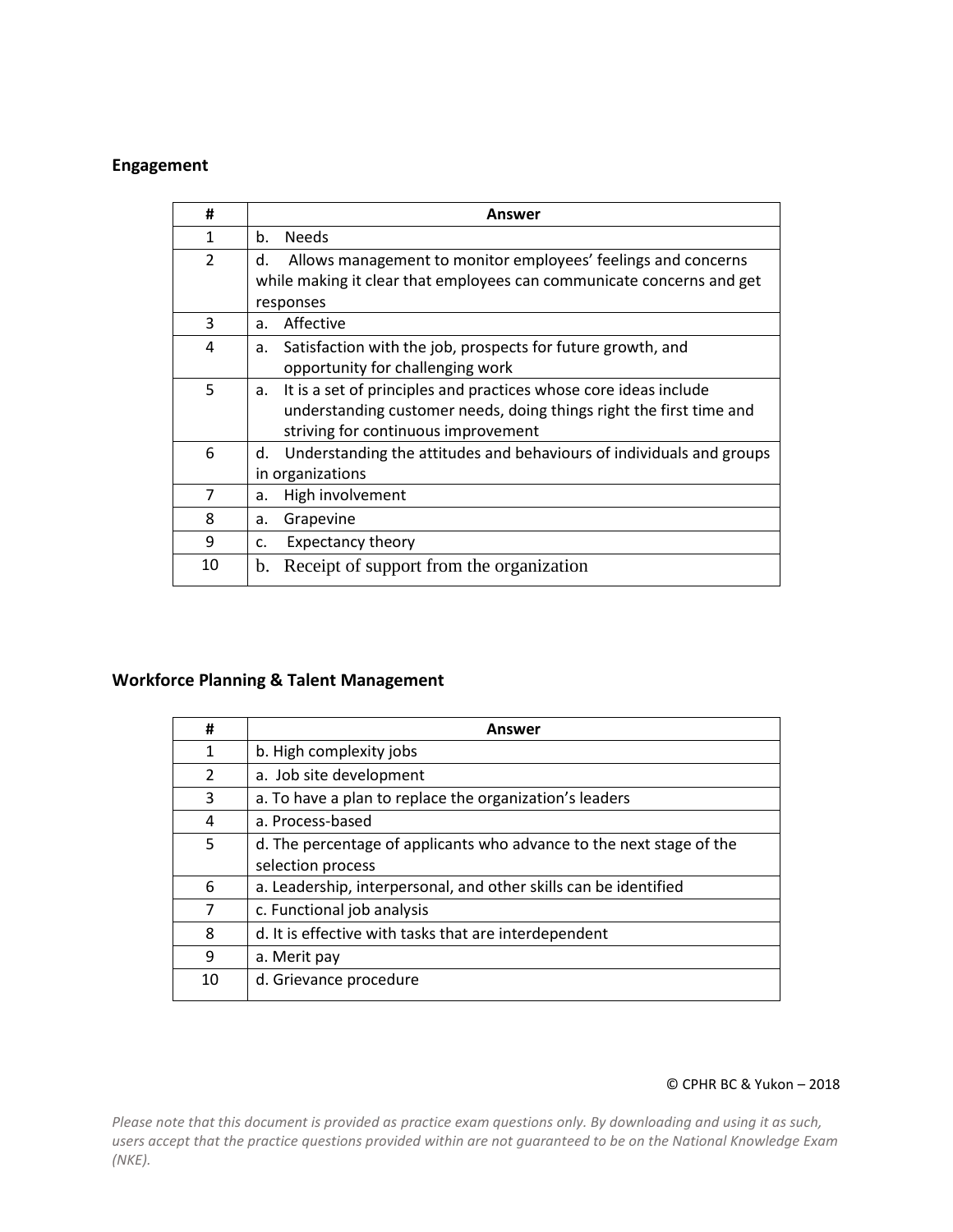## Engagement

| # | Answer |
|---|---|
| 1 | b. Needs |
| 2 | d. Allows management to monitor employees' feelings and concerns while making it clear that employees can communicate concerns and get responses |
| 3 | a. Affective |
| 4 | a. Satisfaction with the job, prospects for future growth, and opportunity for challenging work |
| 5 | a. It is a set of principles and practices whose core ideas include understanding customer needs, doing things right the first time and striving for continuous improvement |
| 6 | d. Understanding the attitudes and behaviours of individuals and groups in organizations |
| 7 | a. High involvement |
| 8 | a. Grapevine |
| 9 | c. Expectancy theory |
| 10 | b. Receipt of support from the organization |

## Workforce Planning & Talent Management

| # | Answer |
|---|---|
| 1 | b. High complexity jobs |
| 2 | a. Job site development |
| 3 | a. To have a plan to replace the organization's leaders |
| 4 | a. Process-based |
| 5 | d. The percentage of applicants who advance to the next stage of the selection process |
| 6 | a. Leadership, interpersonal, and other skills can be identified |
| 7 | c. Functional job analysis |
| 8 | d. It is effective with tasks that are interdependent |
| 9 | a. Merit pay |
| 10 | d. Grievance procedure |

© CPHR BC & Yukon – 2018

*Please note that this document is provided as practice exam questions only. By downloading and using it as such, users accept that the practice questions provided within are not guaranteed to be on the National Knowledge Exam (NKE).*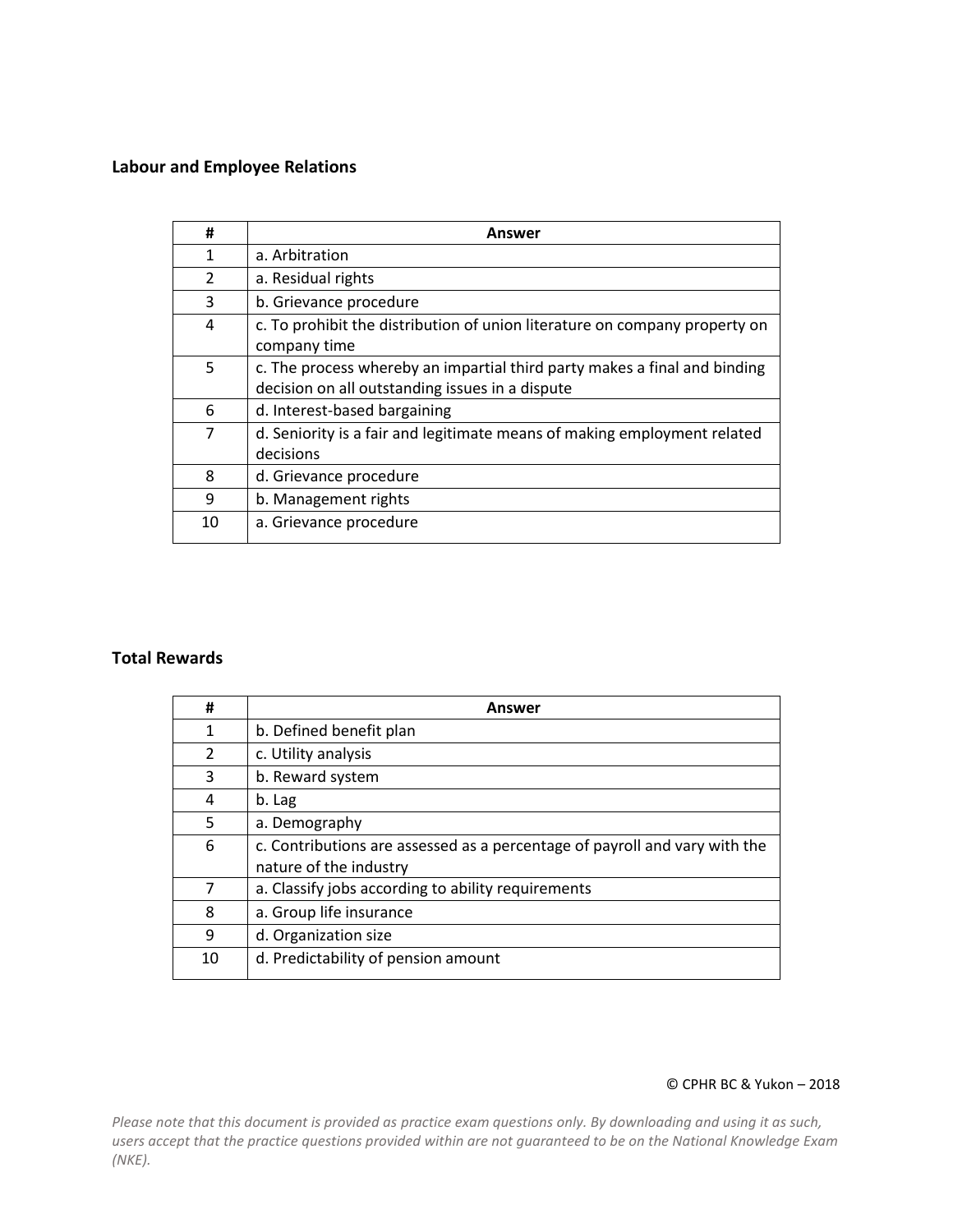**Labour and Employee Relations**

| # | Answer |
|---|---|
| 1 | a. Arbitration |
| 2 | a. Residual rights |
| 3 | b. Grievance procedure |
| 4 | c. To prohibit the distribution of union literature on company property on company time |
| 5 | c. The process whereby an impartial third party makes a final and binding decision on all outstanding issues in a dispute |
| 6 | d. Interest-based bargaining |
| 7 | d. Seniority is a fair and legitimate means of making employment related decisions |
| 8 | d. Grievance procedure |
| 9 | b. Management rights |
| 10 | a. Grievance procedure |

**Total Rewards**

| # | Answer |
|---|---|
| 1 | b. Defined benefit plan |
| 2 | c. Utility analysis |
| 3 | b. Reward system |
| 4 | b. Lag |
| 5 | a. Demography |
| 6 | c. Contributions are assessed as a percentage of payroll and vary with the nature of the industry |
| 7 | a. Classify jobs according to ability requirements |
| 8 | a. Group life insurance |
| 9 | d. Organization size |
| 10 | d. Predictability of pension amount |

© CPHR BC & Yukon – 2018

*Please note that this document is provided as practice exam questions only. By downloading and using it as such, users accept that the practice questions provided within are not guaranteed to be on the National Knowledge Exam (NKE).*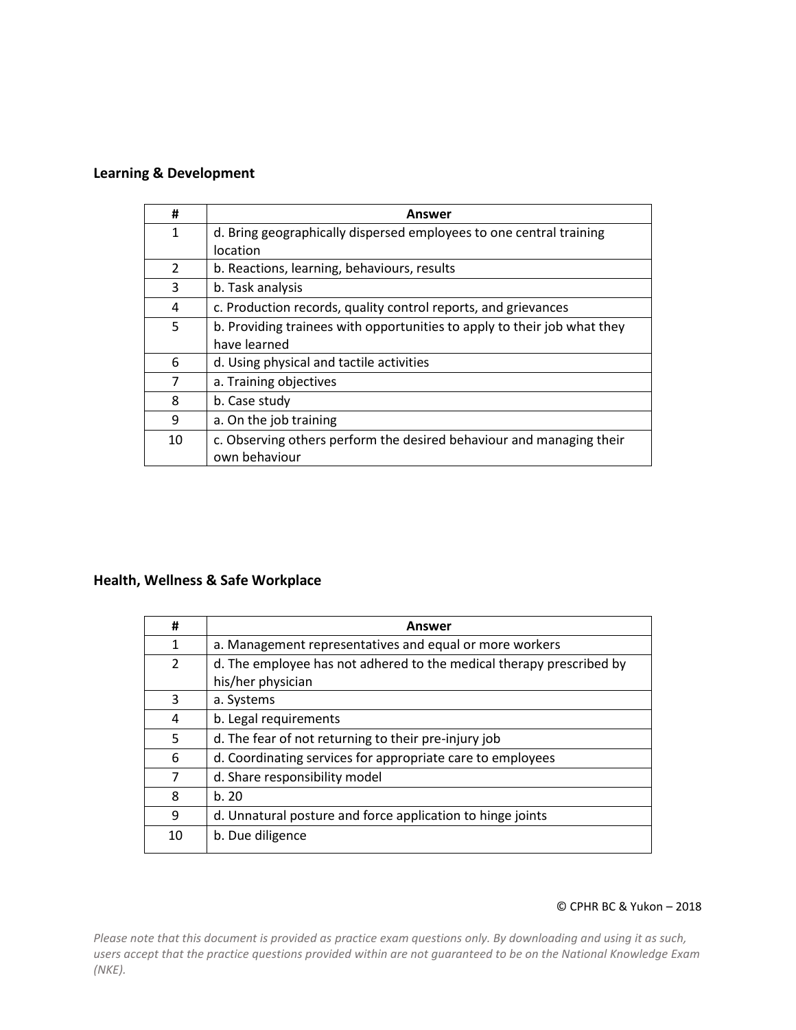**Learning & Development**

| # | Answer |
|---|---|
| 1 | d. Bring geographically dispersed employees to one central training location |
| 2 | b. Reactions, learning, behaviours, results |
| 3 | b. Task analysis |
| 4 | c. Production records, quality control reports, and grievances |
| 5 | b. Providing trainees with opportunities to apply to their job what they have learned |
| 6 | d. Using physical and tactile activities |
| 7 | a. Training objectives |
| 8 | b. Case study |
| 9 | a. On the job training |
| 10 | c. Observing others perform the desired behaviour and managing their own behaviour |

**Health, Wellness & Safe Workplace**

| # | Answer |
|---|---|
| 1 | a. Management representatives and equal or more workers |
| 2 | d. The employee has not adhered to the medical therapy prescribed by his/her physician |
| 3 | a. Systems |
| 4 | b. Legal requirements |
| 5 | d. The fear of not returning to their pre-injury job |
| 6 | d. Coordinating services for appropriate care to employees |
| 7 | d. Share responsibility model |
| 8 | b. 20 |
| 9 | d. Unnatural posture and force application to hinge joints |
| 10 | b. Due diligence |

© CPHR BC & Yukon – 2018

*Please note that this document is provided as practice exam questions only. By downloading and using it as such, users accept that the practice questions provided within are not guaranteed to be on the National Knowledge Exam (NKE).*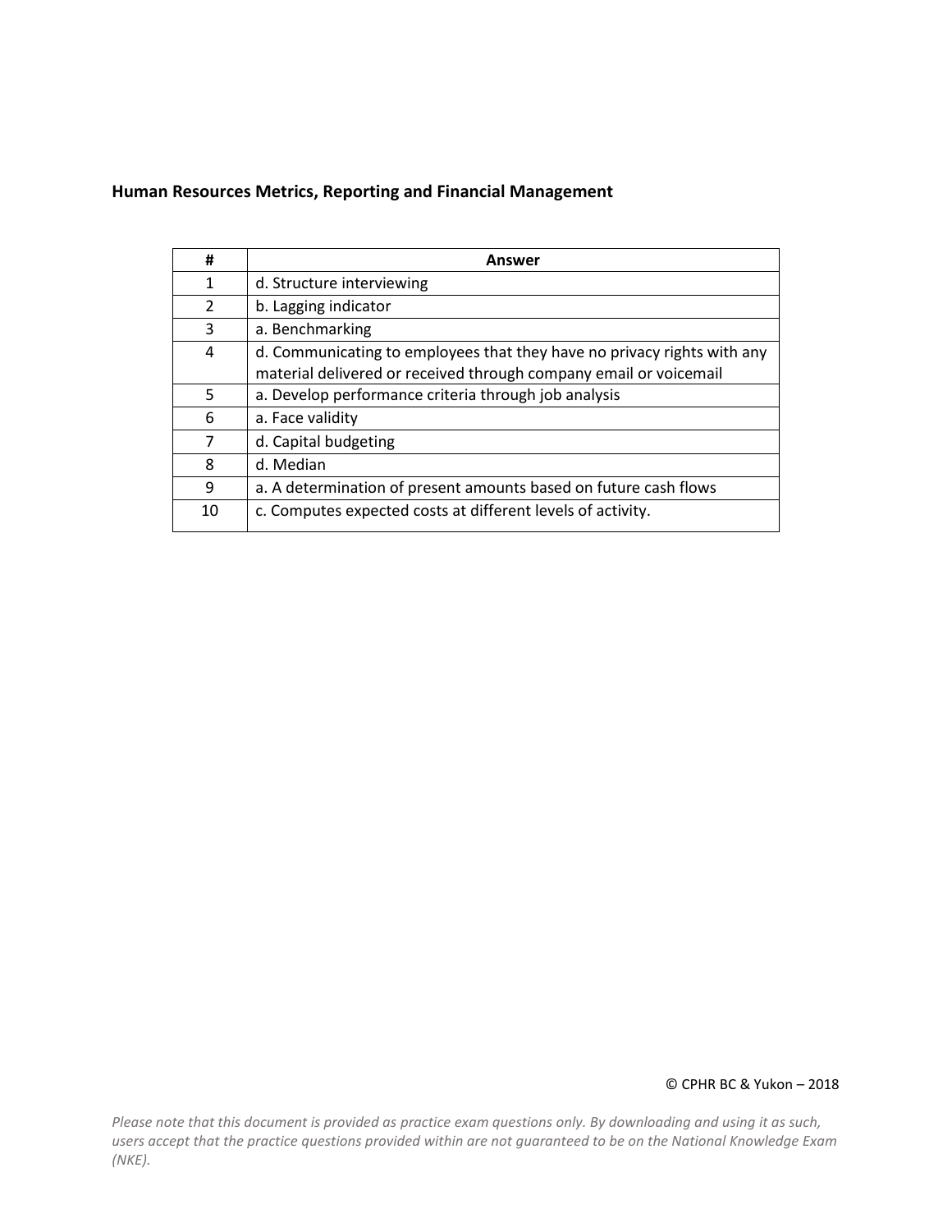**Human Resources Metrics, Reporting and Financial Management**

| # | Answer |
|---|---|
| 1 | d. Structure interviewing |
| 2 | b. Lagging indicator |
| 3 | a. Benchmarking |
| 4 | d. Communicating to employees that they have no privacy rights with any material delivered or received through company email or voicemail |
| 5 | a. Develop performance criteria through job analysis |
| 6 | a. Face validity |
| 7 | d. Capital budgeting |
| 8 | d. Median |
| 9 | a. A determination of present amounts based on future cash flows |
| 10 | c. Computes expected costs at different levels of activity. |

© CPHR BC & Yukon – 2018

*Please note that this document is provided as practice exam questions only. By downloading and using it as such, users accept that the practice questions provided within are not guaranteed to be on the National Knowledge Exam (NKE).*